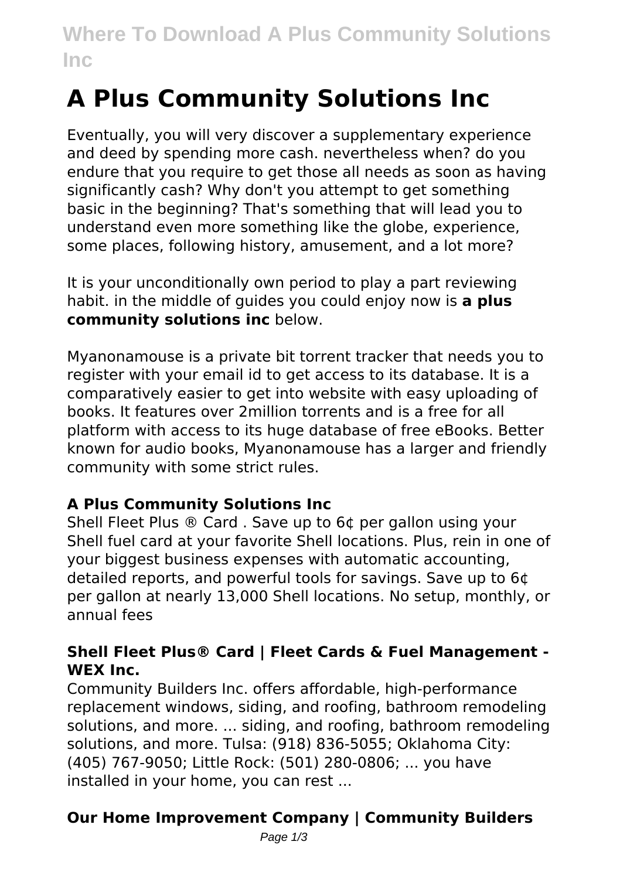# A Plus Community Solutions Inc

Eventually, you will very discover a supplementary experience and deed by spending more cash. nevertheless when? do you endure that you require to get those all needs as soon as having significantly cash? Why don't you attempt to get something basic in the beginning? That's something that will lead you to understand even more something like the globe, experience, some places, following history, amusement, and a lot more?

It is your unconditionally own period to play a part reviewing habit. in the middle of guides you could enjoy now is **a plus community solutions inc** below.

Myanonamouse is a private bit torrent tracker that needs you to register with your email id to get access to its database. It is a comparatively easier to get into website with easy uploading of books. It features over 2million torrents and is a free for all platform with access to its huge database of free eBooks. Better known for audio books, Myanonamouse has a larger and friendly community with some strict rules.

### A Plus Community Solutions Inc

Shell Fleet Plus ® Card . Save up to 6¢ per gallon using your Shell fuel card at your favorite Shell locations. Plus, rein in one of your biggest business expenses with automatic accounting, detailed reports, and powerful tools for savings. Save up to 6¢ per gallon at nearly 13,000 Shell locations. No setup, monthly, or annual fees

### Shell Fleet Plus® Card | Fleet Cards & Fuel Management - WEX Inc.

Community Builders Inc. offers affordable, high-performance replacement windows, siding, and roofing, bathroom remodeling solutions, and more. ... siding, and roofing, bathroom remodeling solutions, and more. Tulsa: (918) 836-5055; Oklahoma City: (405) 767-9050; Little Rock: (501) 280-0806; ... you have installed in your home, you can rest ...

### Our Home Improvement Company | Community Builders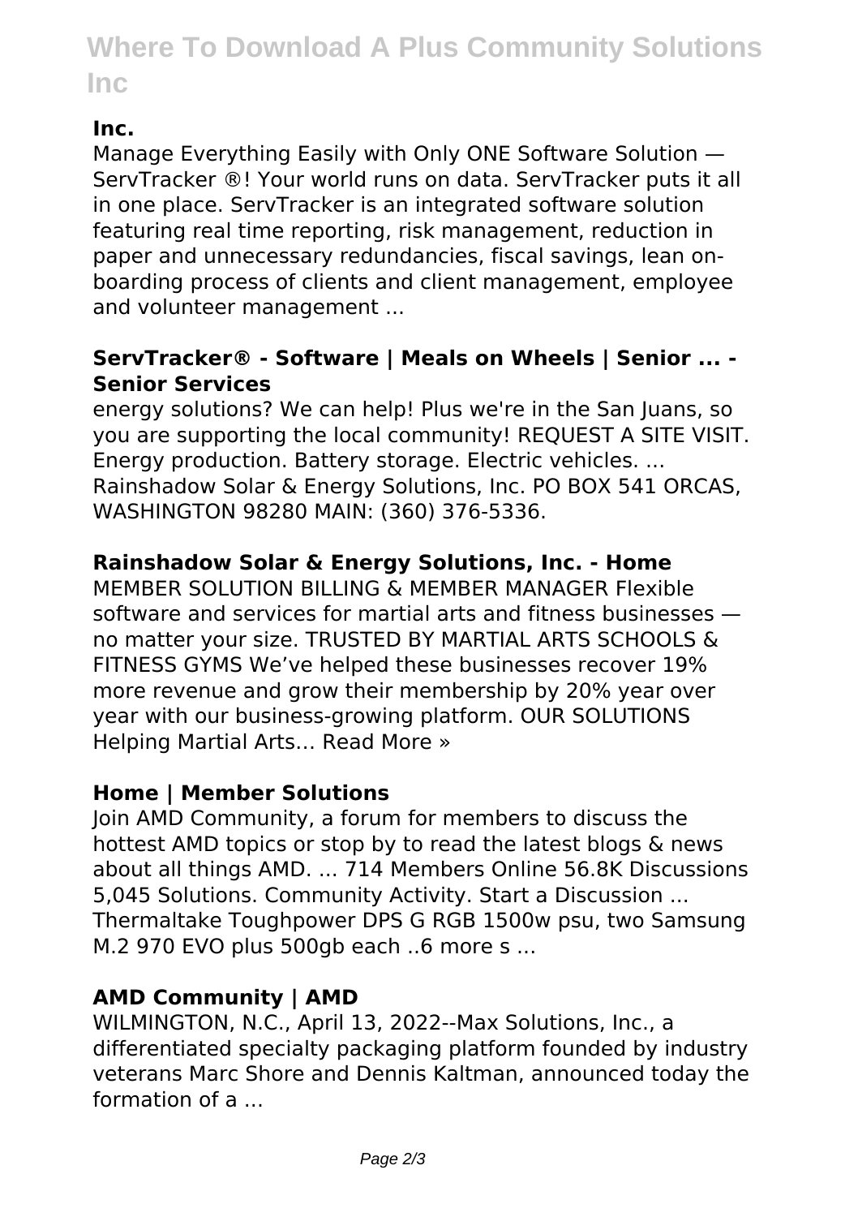**Inc.**

Manage Everything Easily with Only ONE Software Solution — ServTracker ®! Your world runs on data. ServTracker puts it all in one place. ServTracker is an integrated software solution featuring real time reporting, risk management, reduction in paper and unnecessary redundancies, fiscal savings, lean on-boarding process of clients and client management, employee and volunteer management ...

**ServTracker® - Software | Meals on Wheels | Senior ... - Senior Services**

energy solutions? We can help! Plus we're in the San Juans, so you are supporting the local community! REQUEST A SITE VISIT. Energy production. Battery storage. Electric vehicles. ... Rainshadow Solar & Energy Solutions, Inc. PO BOX 541 ORCAS, WASHINGTON 98280 MAIN: (360) 376-5336.

**Rainshadow Solar & Energy Solutions, Inc. - Home**

MEMBER SOLUTION BILLING & MEMBER MANAGER Flexible software and services for martial arts and fitness businesses — no matter your size. TRUSTED BY MARTIAL ARTS SCHOOLS & FITNESS GYMS We've helped these businesses recover 19% more revenue and grow their membership by 20% year over year with our business-growing platform. OUR SOLUTIONS Helping Martial Arts… Read More »

**Home | Member Solutions**

Join AMD Community, a forum for members to discuss the hottest AMD topics or stop by to read the latest blogs & news about all things AMD. ... 714 Members Online 56.8K Discussions 5,045 Solutions. Community Activity. Start a Discussion ... Thermaltake Toughpower DPS G RGB 1500w psu, two Samsung M.2 970 EVO plus 500gb each ..6 more s ...

**AMD Community | AMD**

WILMINGTON, N.C., April 13, 2022--Max Solutions, Inc., a differentiated specialty packaging platform founded by industry veterans Marc Shore and Dennis Kaltman, announced today the formation of a ...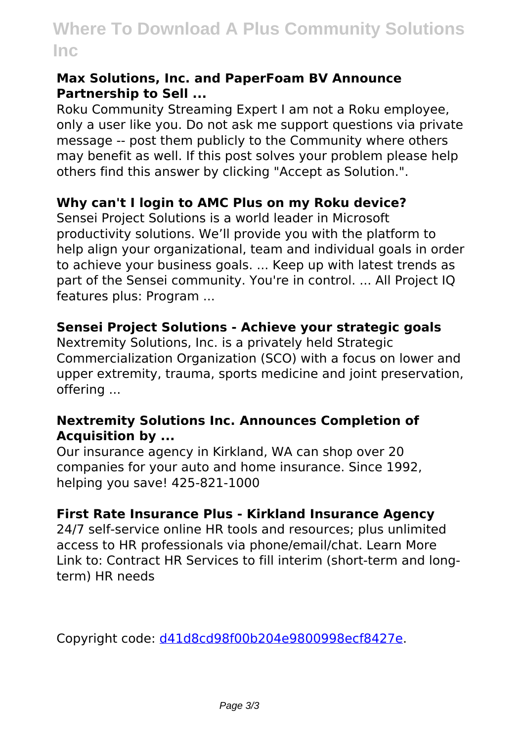**Max Solutions, Inc. and PaperFoam BV Announce Partnership to Sell ...**

Roku Community Streaming Expert I am not a Roku employee, only a user like you. Do not ask me support questions via private message -- post them publicly to the Community where others may benefit as well. If this post solves your problem please help others find this answer by clicking "Accept as Solution.".

**Why can't I login to AMC Plus on my Roku device?**

Sensei Project Solutions is a world leader in Microsoft productivity solutions. We'll provide you with the platform to help align your organizational, team and individual goals in order to achieve your business goals. ... Keep up with latest trends as part of the Sensei community. You're in control. ... All Project IQ features plus: Program ...

**Sensei Project Solutions - Achieve your strategic goals**

Nextremity Solutions, Inc. is a privately held Strategic Commercialization Organization (SCO) with a focus on lower and upper extremity, trauma, sports medicine and joint preservation, offering ...

**Nextremity Solutions Inc. Announces Completion of Acquisition by ...**

Our insurance agency in Kirkland, WA can shop over 20 companies for your auto and home insurance. Since 1992, helping you save! 425-821-1000

**First Rate Insurance Plus - Kirkland Insurance Agency**

24/7 self-service online HR tools and resources; plus unlimited access to HR professionals via phone/email/chat. Learn More Link to: Contract HR Services to fill interim (short-term and long-term) HR needs

Copyright code: d41d8cd98f00b204e9800998ecf8427e.